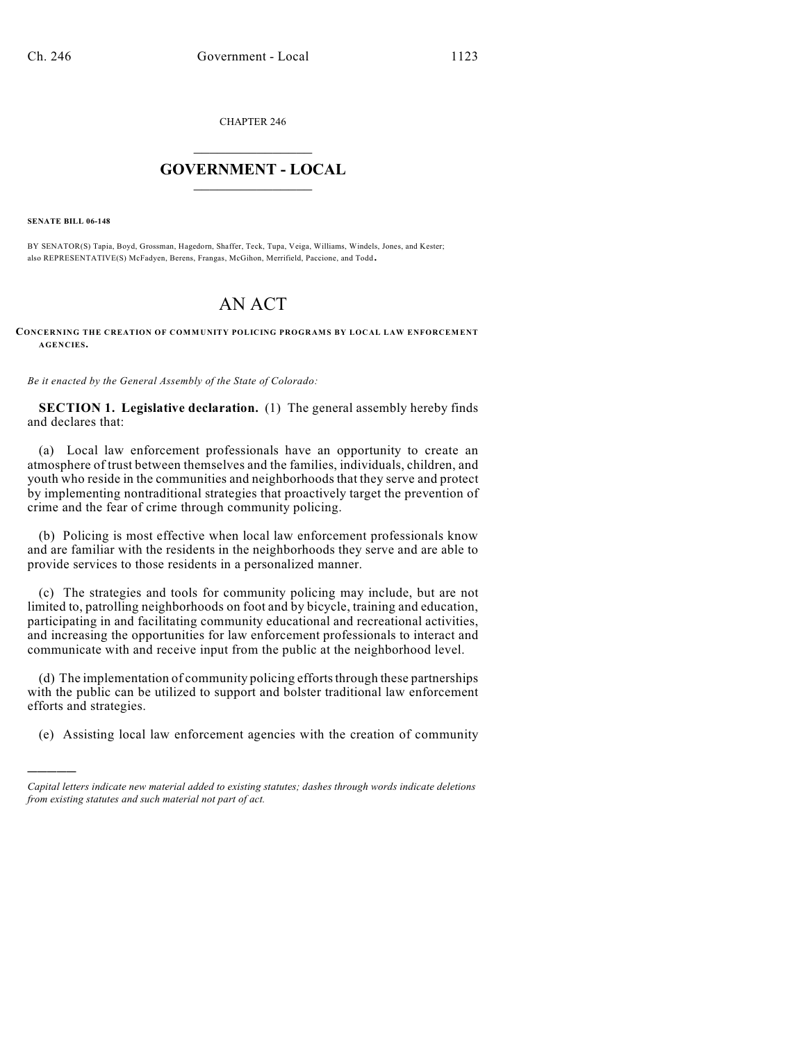CHAPTER 246

# GOVERNMENT - LOCAL

**SENATE BILL 06-148**

BY SENATOR(S) Tapia, Boyd, Grossman, Hagedorn, Shaffer, Teck, Tupa, Veiga, Williams, Windels, Jones, and Kester; also REPRESENTATIVE(S) McFadyen, Berens, Frangas, McGihon, Merrifield, Paccione, and Todd.

# AN ACT

**CONCERNING THE CREATION OF COMMUNITY POLICING PROGRAMS BY LOCAL LAW ENFORCEMENT AGENCIES.**

*Be it enacted by the General Assembly of the State of Colorado:*

**SECTION 1. Legislative declaration.** (1) The general assembly hereby finds and declares that:

(a) Local law enforcement professionals have an opportunity to create an atmosphere of trust between themselves and the families, individuals, children, and youth who reside in the communities and neighborhoods that they serve and protect by implementing nontraditional strategies that proactively target the prevention of crime and the fear of crime through community policing.

(b) Policing is most effective when local law enforcement professionals know and are familiar with the residents in the neighborhoods they serve and are able to provide services to those residents in a personalized manner.

(c) The strategies and tools for community policing may include, but are not limited to, patrolling neighborhoods on foot and by bicycle, training and education, participating in and facilitating community educational and recreational activities, and increasing the opportunities for law enforcement professionals to interact and communicate with and receive input from the public at the neighborhood level.

(d) The implementation of community policing efforts through these partnerships with the public can be utilized to support and bolster traditional law enforcement efforts and strategies.

(e) Assisting local law enforcement agencies with the creation of community

---

*Capital letters indicate new material added to existing statutes; dashes through words indicate deletions from existing statutes and such material not part of act.*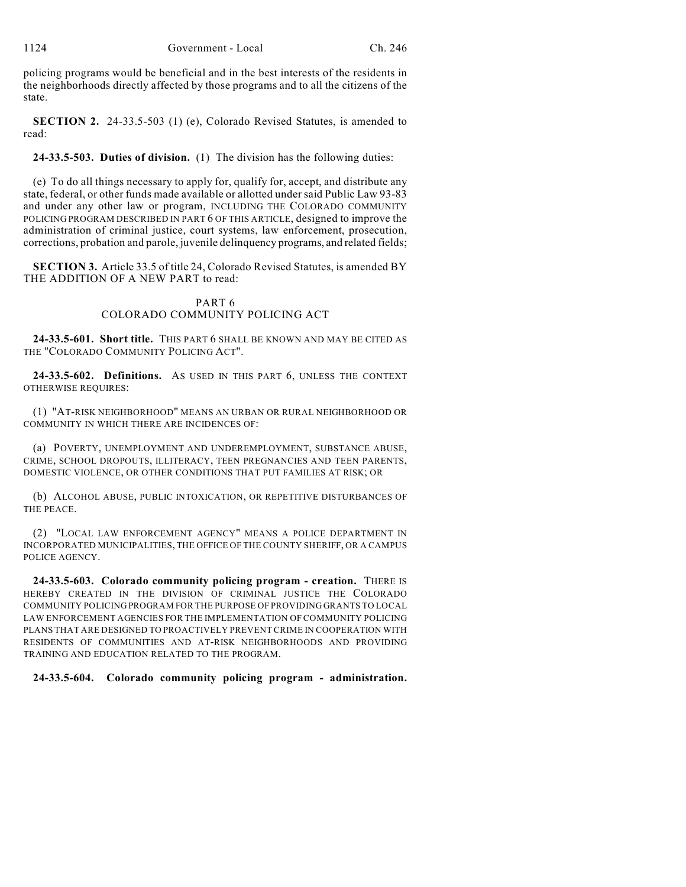policing programs would be beneficial and in the best interests of the residents in the neighborhoods directly affected by those programs and to all the citizens of the state.

**SECTION 2.** 24-33.5-503 (1) (e), Colorado Revised Statutes, is amended to read:

**24-33.5-503. Duties of division.** (1) The division has the following duties:

(e) To do all things necessary to apply for, qualify for, accept, and distribute any state, federal, or other funds made available or allotted under said Public Law 93-83 and under any other law or program, INCLUDING THE COLORADO COMMUNITY POLICING PROGRAM DESCRIBED IN PART 6 OF THIS ARTICLE, designed to improve the administration of criminal justice, court systems, law enforcement, prosecution, corrections, probation and parole, juvenile delinquency programs, and related fields;

**SECTION 3.** Article 33.5 of title 24, Colorado Revised Statutes, is amended BY THE ADDITION OF A NEW PART to read:

PART 6
COLORADO COMMUNITY POLICING ACT

**24-33.5-601. Short title.** THIS PART 6 SHALL BE KNOWN AND MAY BE CITED AS THE "COLORADO COMMUNITY POLICING ACT".

**24-33.5-602. Definitions.** AS USED IN THIS PART 6, UNLESS THE CONTEXT OTHERWISE REQUIRES:

(1) "AT-RISK NEIGHBORHOOD" MEANS AN URBAN OR RURAL NEIGHBORHOOD OR COMMUNITY IN WHICH THERE ARE INCIDENCES OF:

(a) POVERTY, UNEMPLOYMENT AND UNDEREMPLOYMENT, SUBSTANCE ABUSE, CRIME, SCHOOL DROPOUTS, ILLITERACY, TEEN PREGNANCIES AND TEEN PARENTS, DOMESTIC VIOLENCE, OR OTHER CONDITIONS THAT PUT FAMILIES AT RISK; OR

(b) ALCOHOL ABUSE, PUBLIC INTOXICATION, OR REPETITIVE DISTURBANCES OF THE PEACE.

(2) "LOCAL LAW ENFORCEMENT AGENCY" MEANS A POLICE DEPARTMENT IN INCORPORATED MUNICIPALITIES, THE OFFICE OF THE COUNTY SHERIFF, OR A CAMPUS POLICE AGENCY.

**24-33.5-603. Colorado community policing program - creation.** THERE IS HEREBY CREATED IN THE DIVISION OF CRIMINAL JUSTICE THE COLORADO COMMUNITY POLICING PROGRAM FOR THE PURPOSE OF PROVIDING GRANTS TO LOCAL LAW ENFORCEMENT AGENCIES FOR THE IMPLEMENTATION OF COMMUNITY POLICING PLANS THAT ARE DESIGNED TO PROACTIVELY PREVENT CRIME IN COOPERATION WITH RESIDENTS OF COMMUNITIES AND AT-RISK NEIGHBORHOODS AND PROVIDING TRAINING AND EDUCATION RELATED TO THE PROGRAM.

**24-33.5-604. Colorado community policing program - administration.**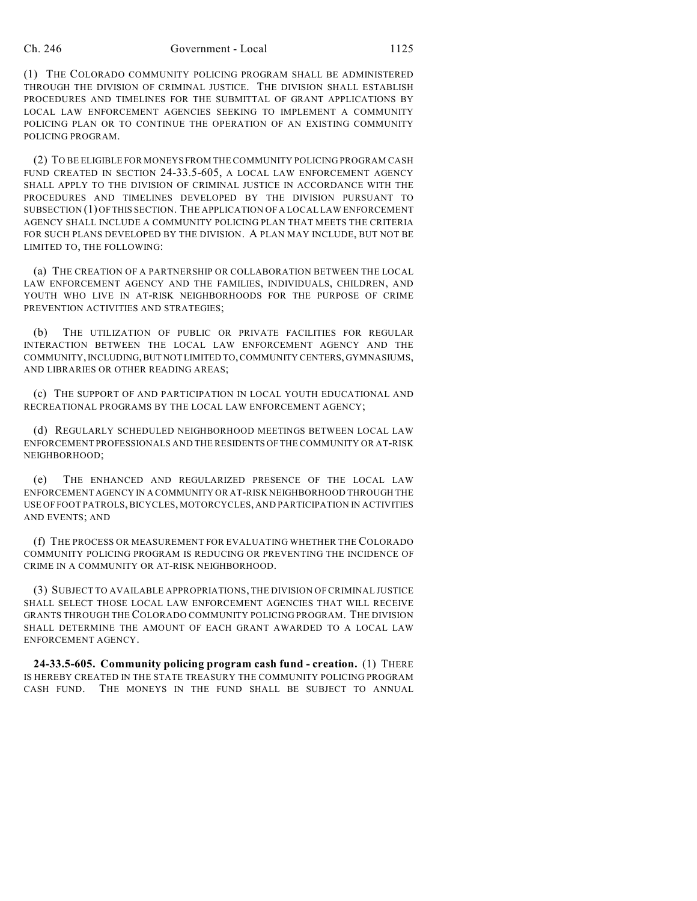(1) THE COLORADO COMMUNITY POLICING PROGRAM SHALL BE ADMINISTERED THROUGH THE DIVISION OF CRIMINAL JUSTICE. THE DIVISION SHALL ESTABLISH PROCEDURES AND TIMELINES FOR THE SUBMITTAL OF GRANT APPLICATIONS BY LOCAL LAW ENFORCEMENT AGENCIES SEEKING TO IMPLEMENT A COMMUNITY POLICING PLAN OR TO CONTINUE THE OPERATION OF AN EXISTING COMMUNITY POLICING PROGRAM.

(2) TO BE ELIGIBLE FOR MONEYS FROM THE COMMUNITY POLICING PROGRAM CASH FUND CREATED IN SECTION 24-33.5-605, A LOCAL LAW ENFORCEMENT AGENCY SHALL APPLY TO THE DIVISION OF CRIMINAL JUSTICE IN ACCORDANCE WITH THE PROCEDURES AND TIMELINES DEVELOPED BY THE DIVISION PURSUANT TO SUBSECTION (1) OF THIS SECTION. THE APPLICATION OF A LOCAL LAW ENFORCEMENT AGENCY SHALL INCLUDE A COMMUNITY POLICING PLAN THAT MEETS THE CRITERIA FOR SUCH PLANS DEVELOPED BY THE DIVISION. A PLAN MAY INCLUDE, BUT NOT BE LIMITED TO, THE FOLLOWING:

(a) THE CREATION OF A PARTNERSHIP OR COLLABORATION BETWEEN THE LOCAL LAW ENFORCEMENT AGENCY AND THE FAMILIES, INDIVIDUALS, CHILDREN, AND YOUTH WHO LIVE IN AT-RISK NEIGHBORHOODS FOR THE PURPOSE OF CRIME PREVENTION ACTIVITIES AND STRATEGIES;

(b) THE UTILIZATION OF PUBLIC OR PRIVATE FACILITIES FOR REGULAR INTERACTION BETWEEN THE LOCAL LAW ENFORCEMENT AGENCY AND THE COMMUNITY, INCLUDING, BUT NOT LIMITED TO, COMMUNITY CENTERS, GYMNASIUMS, AND LIBRARIES OR OTHER READING AREAS;

(c) THE SUPPORT OF AND PARTICIPATION IN LOCAL YOUTH EDUCATIONAL AND RECREATIONAL PROGRAMS BY THE LOCAL LAW ENFORCEMENT AGENCY;

(d) REGULARLY SCHEDULED NEIGHBORHOOD MEETINGS BETWEEN LOCAL LAW ENFORCEMENT PROFESSIONALS AND THE RESIDENTS OF THE COMMUNITY OR AT-RISK NEIGHBORHOOD;

(e) THE ENHANCED AND REGULARIZED PRESENCE OF THE LOCAL LAW ENFORCEMENT AGENCY IN A COMMUNITY OR AT-RISK NEIGHBORHOOD THROUGH THE USE OF FOOT PATROLS, BICYCLES, MOTORCYCLES, AND PARTICIPATION IN ACTIVITIES AND EVENTS; AND

(f) THE PROCESS OR MEASUREMENT FOR EVALUATING WHETHER THE COLORADO COMMUNITY POLICING PROGRAM IS REDUCING OR PREVENTING THE INCIDENCE OF CRIME IN A COMMUNITY OR AT-RISK NEIGHBORHOOD.

(3) SUBJECT TO AVAILABLE APPROPRIATIONS, THE DIVISION OF CRIMINAL JUSTICE SHALL SELECT THOSE LOCAL LAW ENFORCEMENT AGENCIES THAT WILL RECEIVE GRANTS THROUGH THE COLORADO COMMUNITY POLICING PROGRAM. THE DIVISION SHALL DETERMINE THE AMOUNT OF EACH GRANT AWARDED TO A LOCAL LAW ENFORCEMENT AGENCY.

**24-33.5-605. Community policing program cash fund - creation.** (1) THERE IS HEREBY CREATED IN THE STATE TREASURY THE COMMUNITY POLICING PROGRAM CASH FUND. THE MONEYS IN THE FUND SHALL BE SUBJECT TO ANNUAL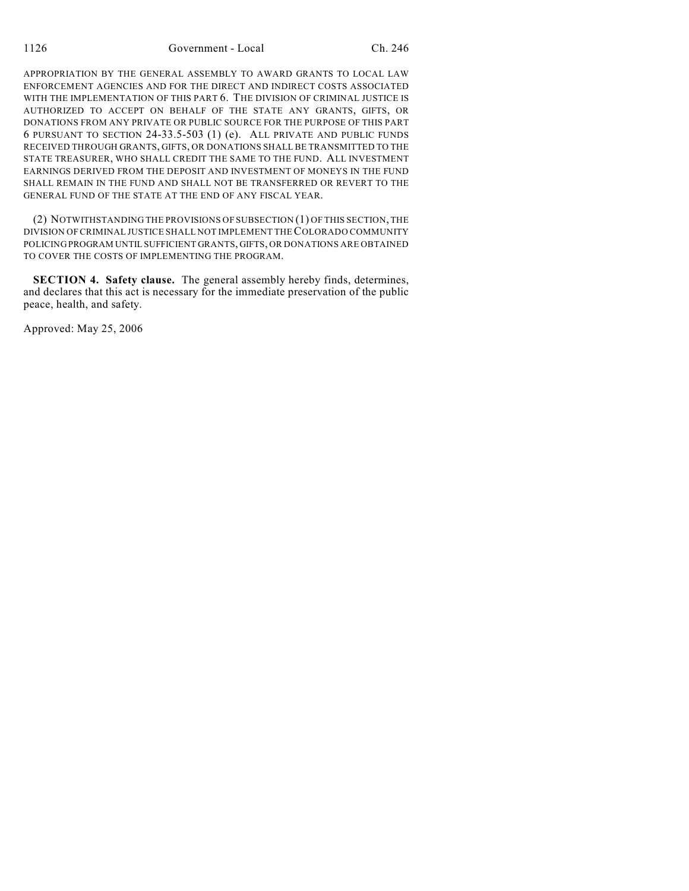APPROPRIATION BY THE GENERAL ASSEMBLY TO AWARD GRANTS TO LOCAL LAW ENFORCEMENT AGENCIES AND FOR THE DIRECT AND INDIRECT COSTS ASSOCIATED WITH THE IMPLEMENTATION OF THIS PART 6. THE DIVISION OF CRIMINAL JUSTICE IS AUTHORIZED TO ACCEPT ON BEHALF OF THE STATE ANY GRANTS, GIFTS, OR DONATIONS FROM ANY PRIVATE OR PUBLIC SOURCE FOR THE PURPOSE OF THIS PART 6 PURSUANT TO SECTION 24-33.5-503 (1) (e). ALL PRIVATE AND PUBLIC FUNDS RECEIVED THROUGH GRANTS, GIFTS, OR DONATIONS SHALL BE TRANSMITTED TO THE STATE TREASURER, WHO SHALL CREDIT THE SAME TO THE FUND. ALL INVESTMENT EARNINGS DERIVED FROM THE DEPOSIT AND INVESTMENT OF MONEYS IN THE FUND SHALL REMAIN IN THE FUND AND SHALL NOT BE TRANSFERRED OR REVERT TO THE GENERAL FUND OF THE STATE AT THE END OF ANY FISCAL YEAR.

(2) NOTWITHSTANDING THE PROVISIONS OF SUBSECTION (1) OF THIS SECTION, THE DIVISION OF CRIMINAL JUSTICE SHALL NOT IMPLEMENT THE COLORADO COMMUNITY POLICING PROGRAM UNTIL SUFFICIENT GRANTS, GIFTS, OR DONATIONS ARE OBTAINED TO COVER THE COSTS OF IMPLEMENTING THE PROGRAM.

**SECTION 4. Safety clause.** The general assembly hereby finds, determines, and declares that this act is necessary for the immediate preservation of the public peace, health, and safety.

Approved: May 25, 2006